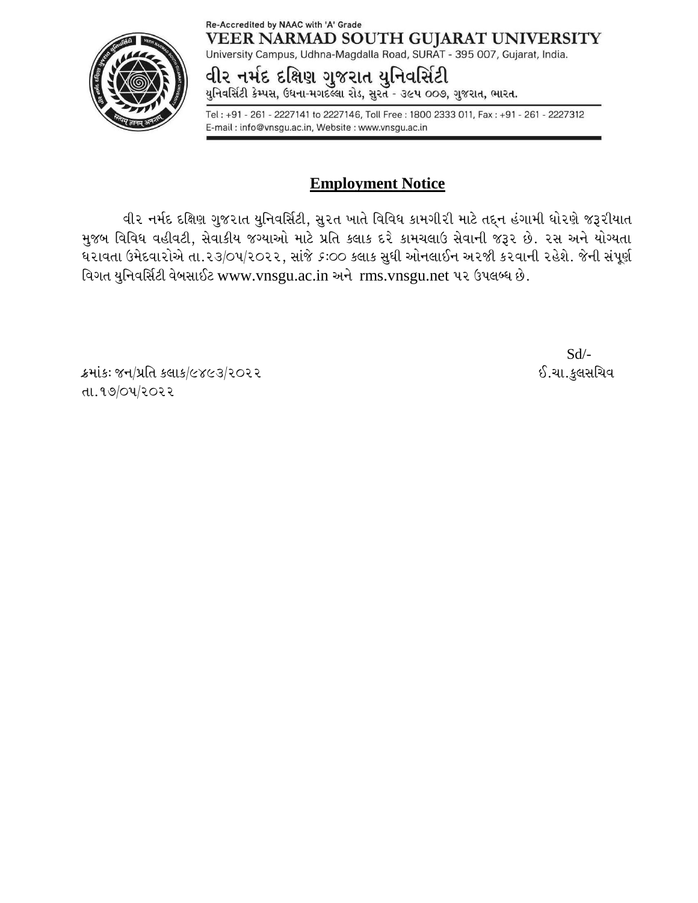Re-Accredited by NAAC with 'A' Grade

**VEER NARMAD SOUTH GUJARAT UNIVERSITY**

University Campus, Udhna-Magdalla Road, SURAT - 395 007, Gujarat, India.

**વીર નર્મદ દક્ષિણ ગુજરાત યુનિવર્સિટી**

યુનિવર્સિટી કેમ્પસ, ઉધના-મગદલ્લા રોડ, સુરત - ૩૯૫ ૦૦૭, ગુજરાત, ભારત.

Tel : +91 - 261 - 2227141 to 2227146, Toll Free : 1800 2333 011, Fax : +91 - 261 - 2227312
E-mail : info@vnsgu.ac.in, Website : www.vnsgu.ac.in

## Employment Notice

વીર નર્મદ દક્ષિણ ગુજરાત યુનિવર્સિટી, સુરત ખાતે વિવિધ કામગીરી માટે તદ્દન હંગામી ધોરણે જરૂરીયાત મુજબ વિવિધ વહીવટી, સેવાકીય જગ્યાઓ માટે પ્રતિ કલાક દરે કામચલાઉ સેવાની જરૂર છે. રસ અને યોગ્યતા ધરાવતા ઉમેદવારોએ તા.૨૩/૦૫/૨૦૨૨, સાંજે ૬:૦૦ કલાક સુધી ઓનલાઈન અરજી કરવાની રહેશે. જેની સંપૂર્ણ વિગત યુનિવર્સિટી વેબસાઈટ www.vnsgu.ac.in અને rms.vnsgu.net પર ઉપલબ્ધ છે.

Sd/-

ઈ.ચા.કુલસચિવ

ક્રમાંકઃ જન/પ્રતિ કલાક/૯૪૯૩/૨૦૨૨
તા.૧૭/૦૫/૨૦૨૨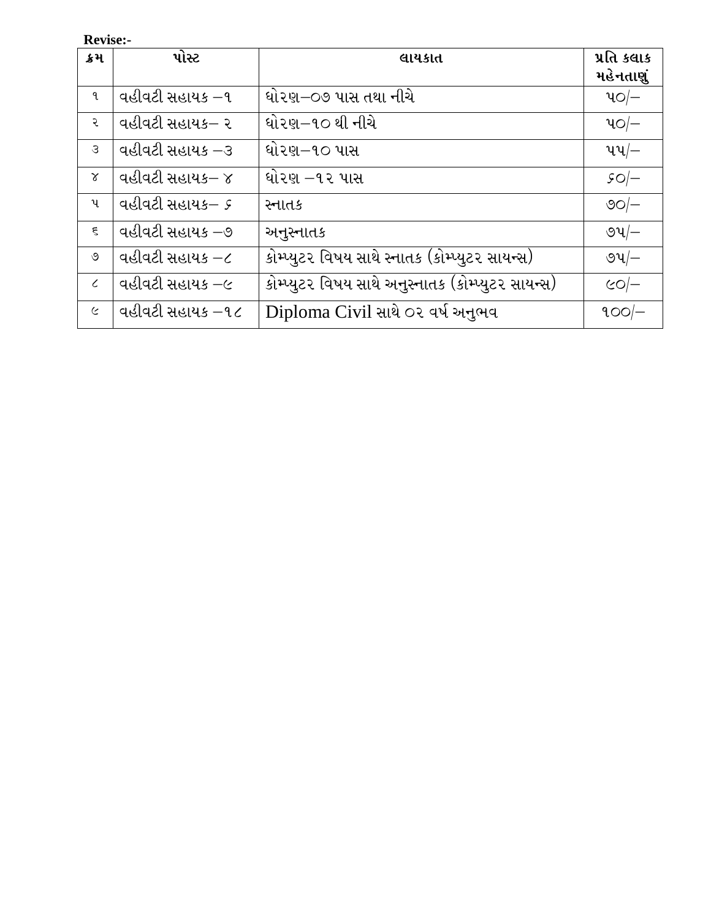**Revise:-**

| ક્રમ | પોસ્ટ | લાયકાત | પ્રતિ કલાક મહેનતાણું |
|---|---|---|---|
| ૧ | વહીવટી સહાયક –૧ | ધોરણ–૦૭ પાસ તથા નીચે | ૫૦/– |
| ૨ | વહીવટી સહાયક– ૨ | ધોરણ–૧૦ થી નીચે | ૫૦/– |
| ૩ | વહીવટી સહાયક –૩ | ધોરણ–૧૦ પાસ | ૫૫/– |
| ૪ | વહીવટી સહાયક– ૪ | ધોરણ –૧૨ પાસ | ૬૦/– |
| ૫ | વહીવટી સહાયક– ૬ | સ્નાતક | ૭૦/– |
| ૬ | વહીવટી સહાયક –૭ | અનુસ્નાતક | ૭૫/– |
| ૭ | વહીવટી સહાયક –૮ | કોમ્પ્યુટર વિષય સાથે સ્નાતક (કોમ્પ્યુટર સાયન્સ) | ૭૫/– |
| ૮ | વહીવટી સહાયક –૯ | કોમ્પ્યુટર વિષય સાથે અનુસ્નાતક (કોમ્પ્યુટર સાયન્સ) | ૯૦/– |
| ૯ | વહીવટી સહાયક –૧૮ | Diploma Civil સાથે ૦૨ વર્ષ અનુભવ | ૧૦૦/– |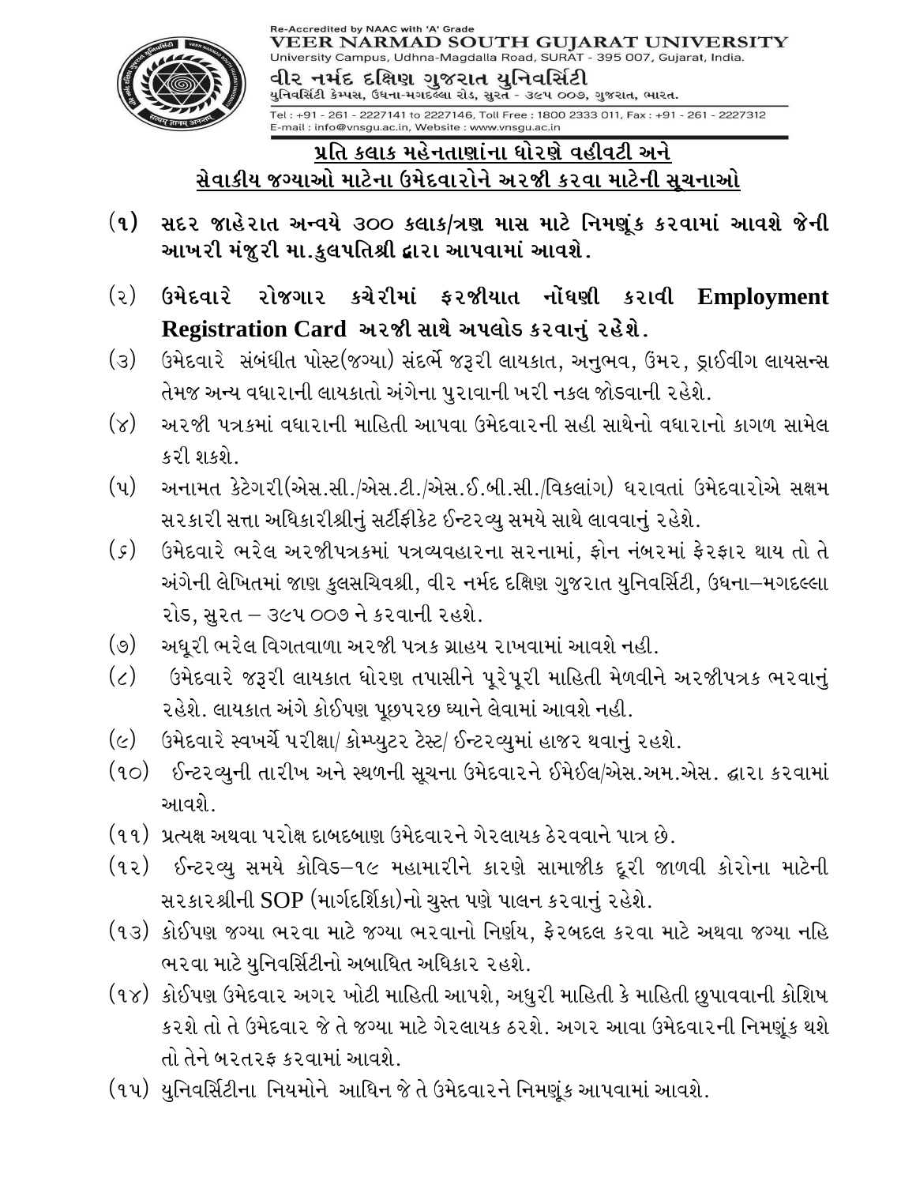Re-Accredited by NAAC with 'A' Grade

**VEER NARMAD SOUTH GUJARAT UNIVERSITY**

University Campus, Udhna-Magdalla Road, SURAT - 395 007, Gujarat, India.

**વીર નર્મદ દક્ષિણ ગુજરાત યુનિવર્સિટી**

યુનિવર્સિટી કેમ્પસ, ઉધના-મગદલ્લા રોડ, સુરત - ૩૯૫ ૦૦૭, ગુજરાત, ભારત.

Tel : +91 - 261 - 2227141 to 2227146, Toll Free : 1800 2333 011, Fax : +91 - 261 - 2227312
E-mail : info@vnsgu.ac.in, Website : www.vnsgu.ac.in

## પ્રતિ કલાક મહેનતાણાંના ધોરણે વહીવટી અને સેવાકીય જગ્યાઓ માટેના ઉમેદવારોને અરજી કરવા માટેની સૂચનાઓ

(૧) **સદર જાહેરાત અન્વયે ૩૦૦ કલાક/ત્રણ માસ માટે નિમણૂંક કરવામાં આવશે જેની આખરી મંજુરી મા.કુલપતિશ્રી દ્વારા આપવામાં આવશે.**

(૨) **ઉમેદવારે રોજગાર કચેરીમાં ફરજીયાત નોંધણી કરાવી Employment Registration Card અરજી સાથે અપલોડ કરવાનું રહેશે.**

(૩) ઉમેદવારે સંબંધીત પોસ્ટ(જગ્યા) સંદર્ભે જરૂરી લાયકાત, અનુભવ, ઉંમર, ડ્રાઈવીંગ લાયસન્સ તેમજ અન્ય વધારાની લાયકાતો અંગેના પુરાવાની ખરી નકલ જોડવાની રહેશે.

(૪) અરજી પત્રકમાં વધારાની માહિતી આપવા ઉમેદવારની સહી સાથેનો વધારાનો કાગળ સામેલ કરી શકશે.

(૫) અનામત કેટેગરી(એસ.સી./એસ.ટી./એસ.ઈ.બી.સી./વિકલાંગ) ધરાવતાં ઉમેદવારોએ સક્ષમ સરકારી સત્તા અધિકારીશ્રીનું સર્ટીફીકેટ ઈન્ટરવ્યુ સમયે સાથે લાવવાનું રહેશે.

(૬) ઉમેદવારે ભરેલ અરજીપત્રકમાં પત્રવ્યવહારના સરનામાં, ફોન નંબરમાં ફેરફાર થાય તો તે અંગેની લેખિતમાં જાણ કુલસચિવશ્રી, વીર નર્મદ દક્ષિણ ગુજરાત યુનિવર્સિટી, ઉધના–મગદલ્લા રોડ, સુરત – ૩૯૫ ૦૦૭ ને કરવાની રહશે.

(૭) અધૂરી ભરેલ વિગતવાળા અરજી પત્રક ગ્રાહય રાખવામાં આવશે નહી.

(૮) ઉમેદવારે જરૂરી લાયકાત ધોરણ તપાસીને પૂરેપૂરી માહિતી મેળવીને અરજીપત્રક ભરવાનું રહેશે. લાયકાત અંગે કોઈપણ પૂછપરછ ધ્યાને લેવામાં આવશે નહી.

(૯) ઉમેદવારે સ્વખર્ચે પરીક્ષા/ કોમ્પ્યુટર ટેસ્ટ/ ઈન્ટરવ્યુમાં હાજર થવાનું રહશે.

(૧૦) ઈન્ટરવ્યુની તારીખ અને સ્થળની સૂચના ઉમેદવારને ઈમેઈલ/એસ.અમ.એસ. દ્વારા કરવામાં આવશે.

(૧૧) પ્રત્યક્ષ અથવા પરોક્ષ દાબદબાણ ઉમેદવારને ગેરલાયક ઠેરવવાને પાત્ર છે.

(૧૨) ઈન્ટરવ્યુ સમયે કોવિડ–૧૯ મહામારીને કારણે સામાજીક દૂરી જાળવી કોરોના માટેની સરકારશ્રીની SOP (માર્ગદર્શિકા)નો ચુસ્ત પણે પાલન કરવાનું રહેશે.

(૧૩) કોઈપણ જગ્યા ભરવા માટે જગ્યા ભરવાનો નિર્ણય, ફેરબદલ કરવા માટે અથવા જગ્યા નહિ ભરવા માટે યુનિવર્સિટીનો અબાધિત અધિકાર રહશે.

(૧૪) કોઈપણ ઉમેદવાર અગર ખોટી માહિતી આપશે, અધુરી માહિતી કે માહિતી છુપાવવાની કોશિષ કરશે તો તે ઉમેદવાર જે તે જગ્યા માટે ગેરલાયક ઠરશે. અગર આવા ઉમેદવારની નિમણૂંક થશે તો તેને બરતરફ કરવામાં આવશે.

(૧૫) યુનિવર્સિટીના નિયમોને આધિન જે તે ઉમેદવારને નિમણૂંક આપવામાં આવશે.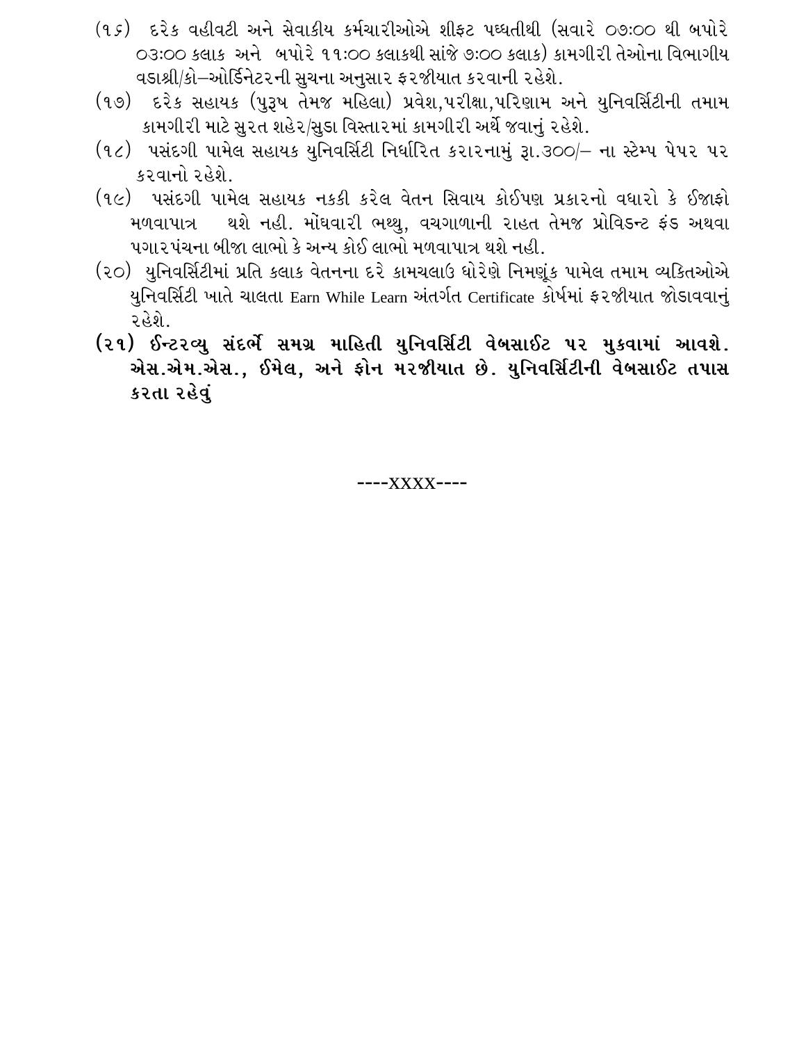(૧૬) દરેક વહીવટી અને સેવાકીય કર્મચારીઓએ શીફ્ટ પધ્ધતીથી (સવારે ૦૭:૦૦ થી બપોરે ૦૩:૦૦ કલાક અને બપોરે ૧૧:૦૦ કલાકથી સાંજે ૭:૦૦ કલાક) કામગીરી તેઓના વિભાગીય વડાશ્રી/કો–ઓર્ડિનેટરની સુચના અનુસાર ફરજીયાત કરવાની રહેશે.

(૧૭) દરેક સહાયક (પુરૂષ તેમજ મહિલા) પ્રવેશ,પરીક્ષા,પરિણામ અને યુનિવર્સિટીની તમામ કામગીરી માટે સુરત શહેર/સુડા વિસ્તારમાં કામગીરી અર્થે જવાનું રહેશે.

(૧૮) પસંદગી પામેલ સહાયક યુનિવર્સિટી નિર્ધારિત કરારનામું રૂા.૩૦૦/– ના સ્ટેમ્પ પેપર પર કરવાનો રહેશે.

(૧૯) પસંદગી પામેલ સહાયક નકકી કરેલ વેતન સિવાય કોઈપણ પ્રકારનો વધારો કે ઈજાફો મળવાપાત્ર થશે નહી. મોંઘવારી ભથ્થુ, વચગાળાની રાહત તેમજ પ્રોવિડન્ટ ફંડ અથવા પગારપંચના બીજા લાભો કે અન્ય કોઈ લાભો મળવાપાત્ર થશે નહી.

(૨૦) યુનિવર્સિટીમાં પ્રતિ કલાક વેતનના દરે કામચલાઉ ધોરેણે નિમણૂંક પામેલ તમામ વ્યકિતઓએ યુનિવર્સિટી ખાતે ચાલતા Earn While Learn અંતર્ગત Certificate કોર્ષમાં ફરજીયાત જોડાવવાનું રહેશે.

**(૨૧) ઈન્ટરવ્યુ સંદર્ભે સમગ્ર માહિતી યુનિવર્સિટી વેબસાઈટ પર મુકવામાં આવશે. એસ.એમ.એસ., ઈમેલ, અને ફોન મરજીયાત છે. યુનિવર્સિટીની વેબસાઈટ તપાસ કરતા રહેવું**

----xxxx----